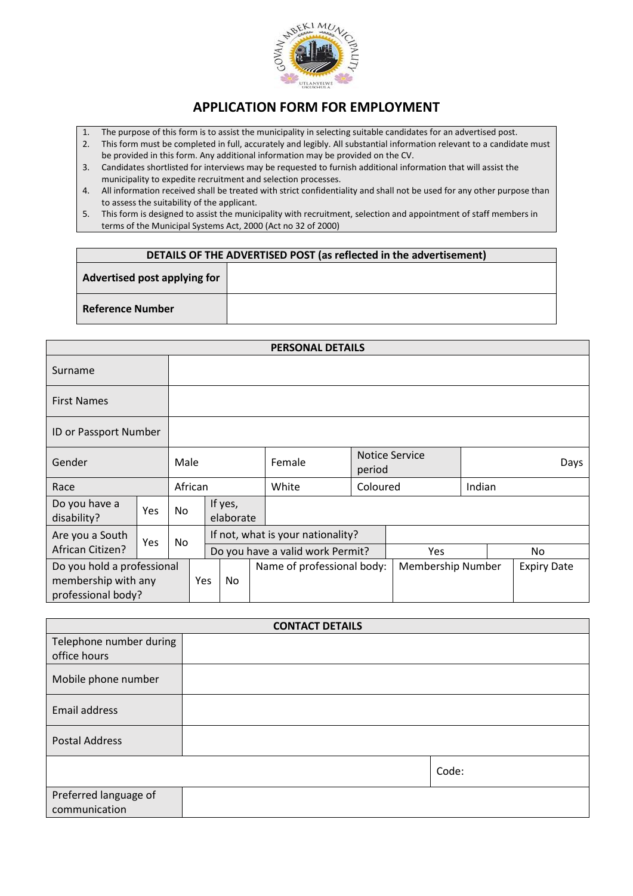# APPLICATION FORM FOR EMPLOYMENT

1. The purpose of this form is to assist the municipality in selecting suitable candidates for an advertised post.
2. This form must be completed in full, accurately and legibly. All substantial information relevant to a candidate must be provided in this form. Any additional information may be provided on the CV.
3. Candidates shortlisted for interviews may be requested to furnish additional information that will assist the municipality to expedite recruitment and selection processes.
4. All information received shall be treated with strict confidentiality and shall not be used for any other purpose than to assess the suitability of the applicant.
5. This form is designed to assist the municipality with recruitment, selection and appointment of staff members in terms of the Municipal Systems Act, 2000 (Act no 32 of 2000)

| DETAILS OF THE ADVERTISED POST (as reflected in the advertisement) | |
|---|---|
| **Advertised post applying for** | |
| **Reference Number** | |

| PERSONAL DETAILS | | | | | | | | |
|---|---|---|---|---|---|---|---|---|
| Surname | | | | | | | | |
| First Names | | | | | | | | |
| ID or Passport Number | | | | | | | | |
| Gender | Male | | | Female | Notice Service period | | Days | |
| Race | African | | | White | Coloured | | Indian | |
| Do you have a disability? | Yes | No | If yes, elaborate | | | | | |
| Are you a South African Citizen? | Yes | No | If not, what is your nationality? | | | | | |
| | | | Do you have a valid work Permit? | | Yes | | No | |
| Do you hold a professional membership with any professional body? | Yes | No | Name of professional body: | | Membership Number | | Expiry Date | |

| CONTACT DETAILS | | |
|---|---|---|
| Telephone number during office hours | | |
| Mobile phone number | | |
| Email address | | |
| Postal Address | | |
| | | Code: |
| Preferred language of communication | | |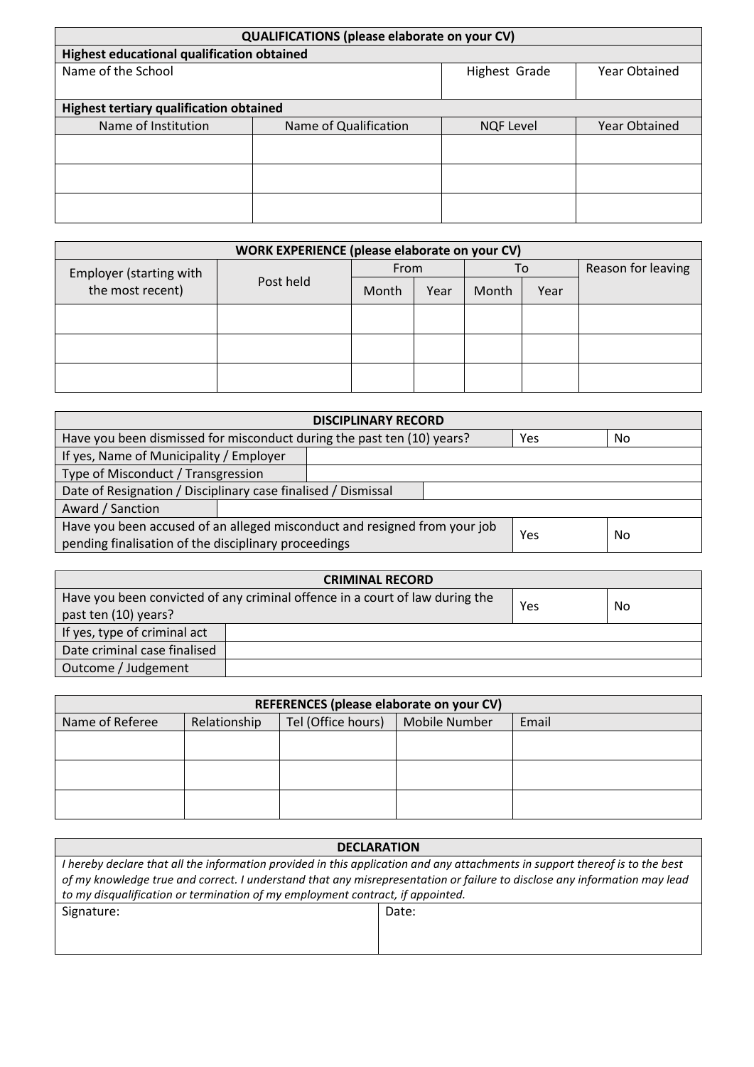| QUALIFICATIONS (please elaborate on your CV) | | | |
|---|---|---|---|
| **Highest educational qualification obtained** | | | |
| Name of the School | | Highest Grade | Year Obtained |
| **Highest tertiary qualification obtained** | | | |
| Name of Institution | Name of Qualification | NQF Level | Year Obtained |
| | | | |
| | | | |
| | | | |

| WORK EXPERIENCE (please elaborate on your CV) | | | | | | |
|---|---|---|---|---|---|---|
| Employer (starting with the most recent) | Post held | From | | To | | Reason for leaving |
| | | Month | Year | Month | Year | |
| | | | | | | |
| | | | | | | |
| | | | | | | |

| DISCIPLINARY RECORD | | |
|---|---|---|
| Have you been dismissed for misconduct during the past ten (10) years? | Yes | No |
| If yes, Name of Municipality / Employer | | |
| Type of Misconduct / Transgression | | |
| Date of Resignation / Disciplinary case finalised / Dismissal | | |
| Award / Sanction | | |
| Have you been accused of an alleged misconduct and resigned from your job pending finalisation of the disciplinary proceedings | Yes | No |

| CRIMINAL RECORD | | |
|---|---|---|
| Have you been convicted of any criminal offence in a court of law during the past ten (10) years? | Yes | No |
| If yes, type of criminal act | | |
| Date criminal case finalised | | |
| Outcome / Judgement | | |

| REFERENCES (please elaborate on your CV) | | | | |
|---|---|---|---|---|
| Name of Referee | Relationship | Tel (Office hours) | Mobile Number | Email |
| | | | | |
| | | | | |
| | | | | |

| DECLARATION | |
|---|---|
| *I hereby declare that all the information provided in this application and any attachments in support thereof is to the best of my knowledge true and correct. I understand that any misrepresentation or failure to disclose any information may lead to my disqualification or termination of my employment contract, if appointed.* | |
| Signature: | Date: |